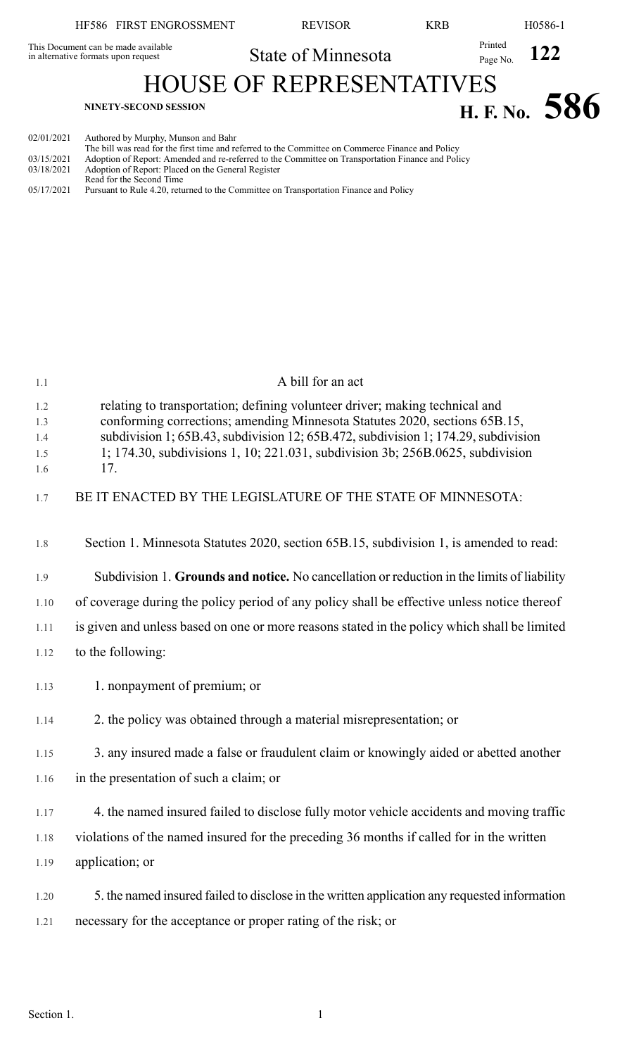HF586 FIRST ENGROSSMENT

This Document can be made available in alternative formats upon request

State of Minnesota

Printed Page No. **122**

# HOUSE OF REPRESENTATIVES

**NINETY-SECOND SESSION** **H. F. No. 586**

02/01/2021 Authored by Murphy, Munson and Bahr
The bill was read for the first time and referred to the Committee on Commerce Finance and Policy
03/15/2021 Adoption of Report: Amended and re-referred to the Committee on Transportation Finance and Policy
03/18/2021 Adoption of Report: Placed on the General Register
Read for the Second Time
05/17/2021 Pursuant to Rule 4.20, returned to the Committee on Transportation Finance and Policy

A bill for an act

relating to transportation; defining volunteer driver; making technical and conforming corrections; amending Minnesota Statutes 2020, sections 65B.15, subdivision 1; 65B.43, subdivision 12; 65B.472, subdivision 1; 174.29, subdivision 1; 174.30, subdivisions 1, 10; 221.031, subdivision 3b; 256B.0625, subdivision 17.

BE IT ENACTED BY THE LEGISLATURE OF THE STATE OF MINNESOTA:

Section 1. Minnesota Statutes 2020, section 65B.15, subdivision 1, is amended to read:

Subdivision 1. **Grounds and notice.** No cancellation or reduction in the limits of liability of coverage during the policy period of any policy shall be effective unless notice thereof is given and unless based on one or more reasons stated in the policy which shall be limited to the following:

1. nonpayment of premium; or

2. the policy was obtained through a material misrepresentation; or

3. any insured made a false or fraudulent claim or knowingly aided or abetted another in the presentation of such a claim; or

4. the named insured failed to disclose fully motor vehicle accidents and moving traffic violations of the named insured for the preceding 36 months if called for in the written application; or

5. the named insured failed to disclose in the written application any requested information necessary for the acceptance or proper rating of the risk; or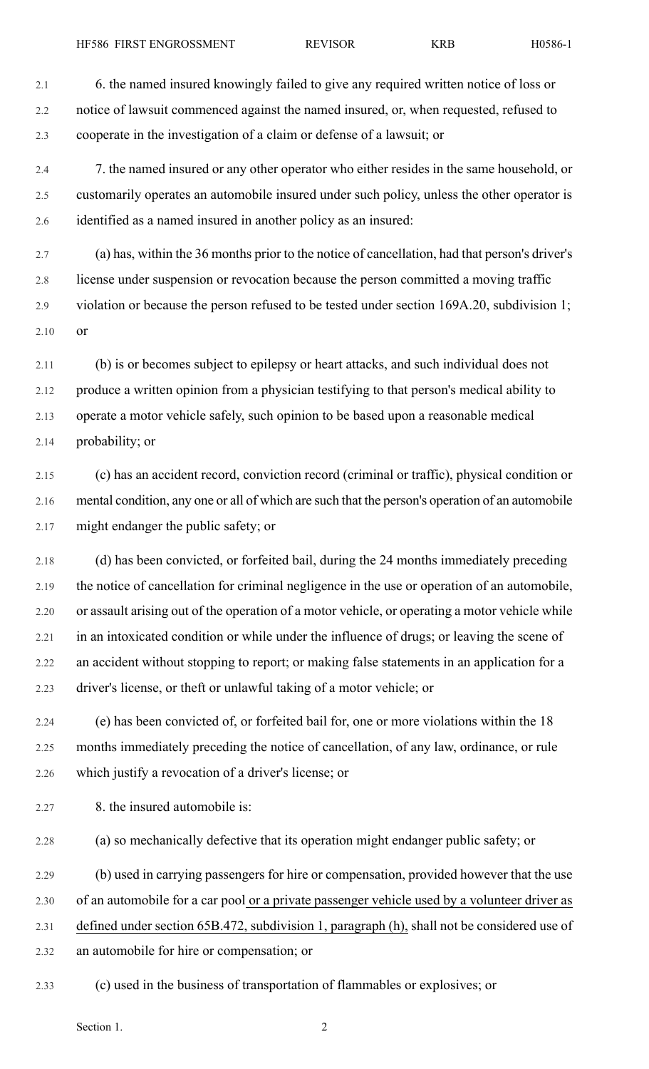6. the named insured knowingly failed to give any required written notice of loss or notice of lawsuit commenced against the named insured, or, when requested, refused to cooperate in the investigation of a claim or defense of a lawsuit; or

7. the named insured or any other operator who either resides in the same household, or customarily operates an automobile insured under such policy, unless the other operator is identified as a named insured in another policy as an insured:

(a) has, within the 36 months prior to the notice of cancellation, had that person's driver's license under suspension or revocation because the person committed a moving traffic violation or because the person refused to be tested under section 169A.20, subdivision 1; or

(b) is or becomes subject to epilepsy or heart attacks, and such individual does not produce a written opinion from a physician testifying to that person's medical ability to operate a motor vehicle safely, such opinion to be based upon a reasonable medical probability; or

(c) has an accident record, conviction record (criminal or traffic), physical condition or mental condition, any one or all of which are such that the person's operation of an automobile might endanger the public safety; or

(d) has been convicted, or forfeited bail, during the 24 months immediately preceding the notice of cancellation for criminal negligence in the use or operation of an automobile, or assault arising out of the operation of a motor vehicle, or operating a motor vehicle while in an intoxicated condition or while under the influence of drugs; or leaving the scene of an accident without stopping to report; or making false statements in an application for a driver's license, or theft or unlawful taking of a motor vehicle; or

(e) has been convicted of, or forfeited bail for, one or more violations within the 18 months immediately preceding the notice of cancellation, of any law, ordinance, or rule which justify a revocation of a driver's license; or

8. the insured automobile is:

(a) so mechanically defective that its operation might endanger public safety; or

(b) used in carrying passengers for hire or compensation, provided however that the use of an automobile for a car pool or a private passenger vehicle used by a volunteer driver as defined under section 65B.472, subdivision 1, paragraph (h), shall not be considered use of an automobile for hire or compensation; or

(c) used in the business of transportation of flammables or explosives; or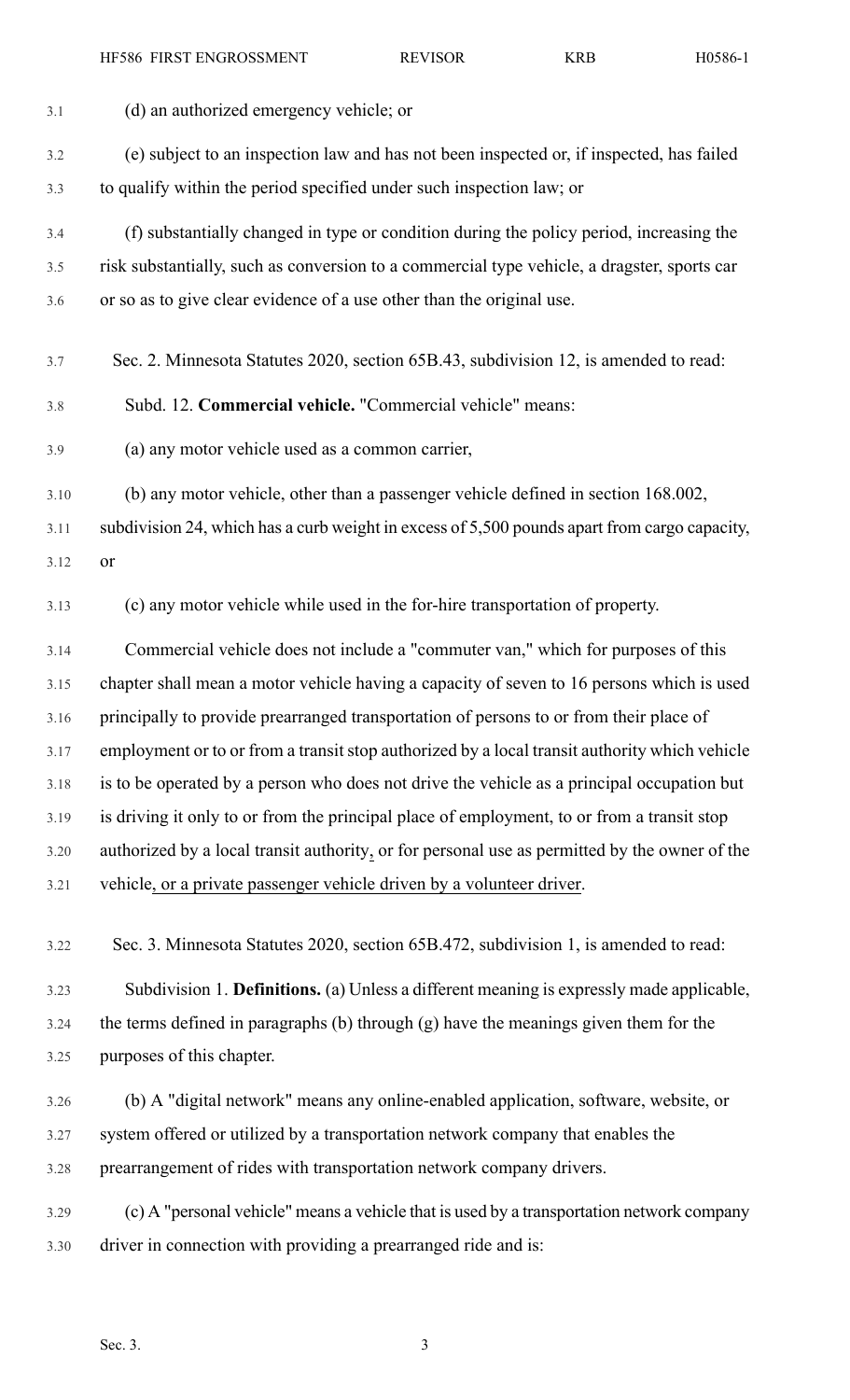(d) an authorized emergency vehicle; or

(e) subject to an inspection law and has not been inspected or, if inspected, has failed to qualify within the period specified under such inspection law; or

(f) substantially changed in type or condition during the policy period, increasing the risk substantially, such as conversion to a commercial type vehicle, a dragster, sports car or so as to give clear evidence of a use other than the original use.

Sec. 2. Minnesota Statutes 2020, section 65B.43, subdivision 12, is amended to read:

Subd. 12. **Commercial vehicle.** "Commercial vehicle" means:

(a) any motor vehicle used as a common carrier,

(b) any motor vehicle, other than a passenger vehicle defined in section 168.002, subdivision 24, which has a curb weight in excess of 5,500 pounds apart from cargo capacity, or

(c) any motor vehicle while used in the for-hire transportation of property.

Commercial vehicle does not include a "commuter van," which for purposes of this chapter shall mean a motor vehicle having a capacity of seven to 16 persons which is used principally to provide prearranged transportation of persons to or from their place of employment or to or from a transit stop authorized by a local transit authority which vehicle is to be operated by a person who does not drive the vehicle as a principal occupation but is driving it only to or from the principal place of employment, to or from a transit stop authorized by a local transit authority, or for personal use as permitted by the owner of the vehicle, or a private passenger vehicle driven by a volunteer driver.

Sec. 3. Minnesota Statutes 2020, section 65B.472, subdivision 1, is amended to read:

Subdivision 1. **Definitions.** (a) Unless a different meaning is expressly made applicable, the terms defined in paragraphs (b) through (g) have the meanings given them for the purposes of this chapter.

(b) A "digital network" means any online-enabled application, software, website, or system offered or utilized by a transportation network company that enables the prearrangement of rides with transportation network company drivers.

(c) A "personal vehicle" means a vehicle that is used by a transportation network company driver in connection with providing a prearranged ride and is: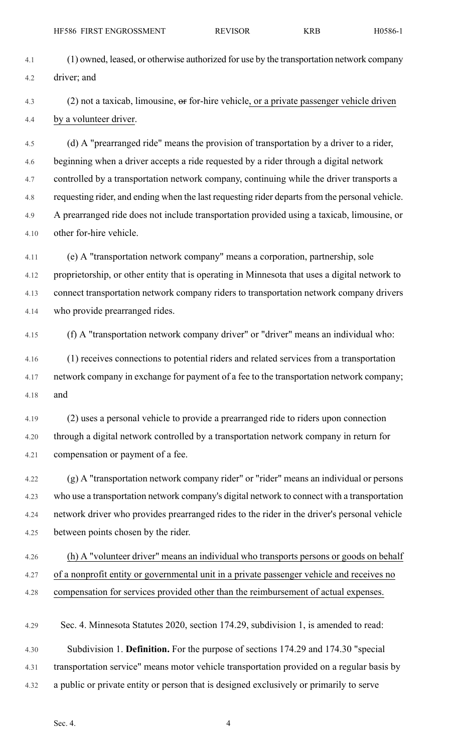(1) owned, leased, or otherwise authorized for use by the transportation network company driver; and

(2) not a taxicab, limousine, ~~or~~ for-hire vehicle, or a private passenger vehicle driven by a volunteer driver.

(d) A "prearranged ride" means the provision of transportation by a driver to a rider, beginning when a driver accepts a ride requested by a rider through a digital network controlled by a transportation network company, continuing while the driver transports a requesting rider, and ending when the last requesting rider departs from the personal vehicle. A prearranged ride does not include transportation provided using a taxicab, limousine, or other for-hire vehicle.

(e) A "transportation network company" means a corporation, partnership, sole proprietorship, or other entity that is operating in Minnesota that uses a digital network to connect transportation network company riders to transportation network company drivers who provide prearranged rides.

(f) A "transportation network company driver" or "driver" means an individual who:

(1) receives connections to potential riders and related services from a transportation network company in exchange for payment of a fee to the transportation network company; and

(2) uses a personal vehicle to provide a prearranged ride to riders upon connection through a digital network controlled by a transportation network company in return for compensation or payment of a fee.

(g) A "transportation network company rider" or "rider" means an individual or persons who use a transportation network company's digital network to connect with a transportation network driver who provides prearranged rides to the rider in the driver's personal vehicle between points chosen by the rider.

(h) A "volunteer driver" means an individual who transports persons or goods on behalf of a nonprofit entity or governmental unit in a private passenger vehicle and receives no compensation for services provided other than the reimbursement of actual expenses.

Sec. 4. Minnesota Statutes 2020, section 174.29, subdivision 1, is amended to read:

Subdivision 1. **Definition.** For the purpose of sections 174.29 and 174.30 "special transportation service" means motor vehicle transportation provided on a regular basis by a public or private entity or person that is designed exclusively or primarily to serve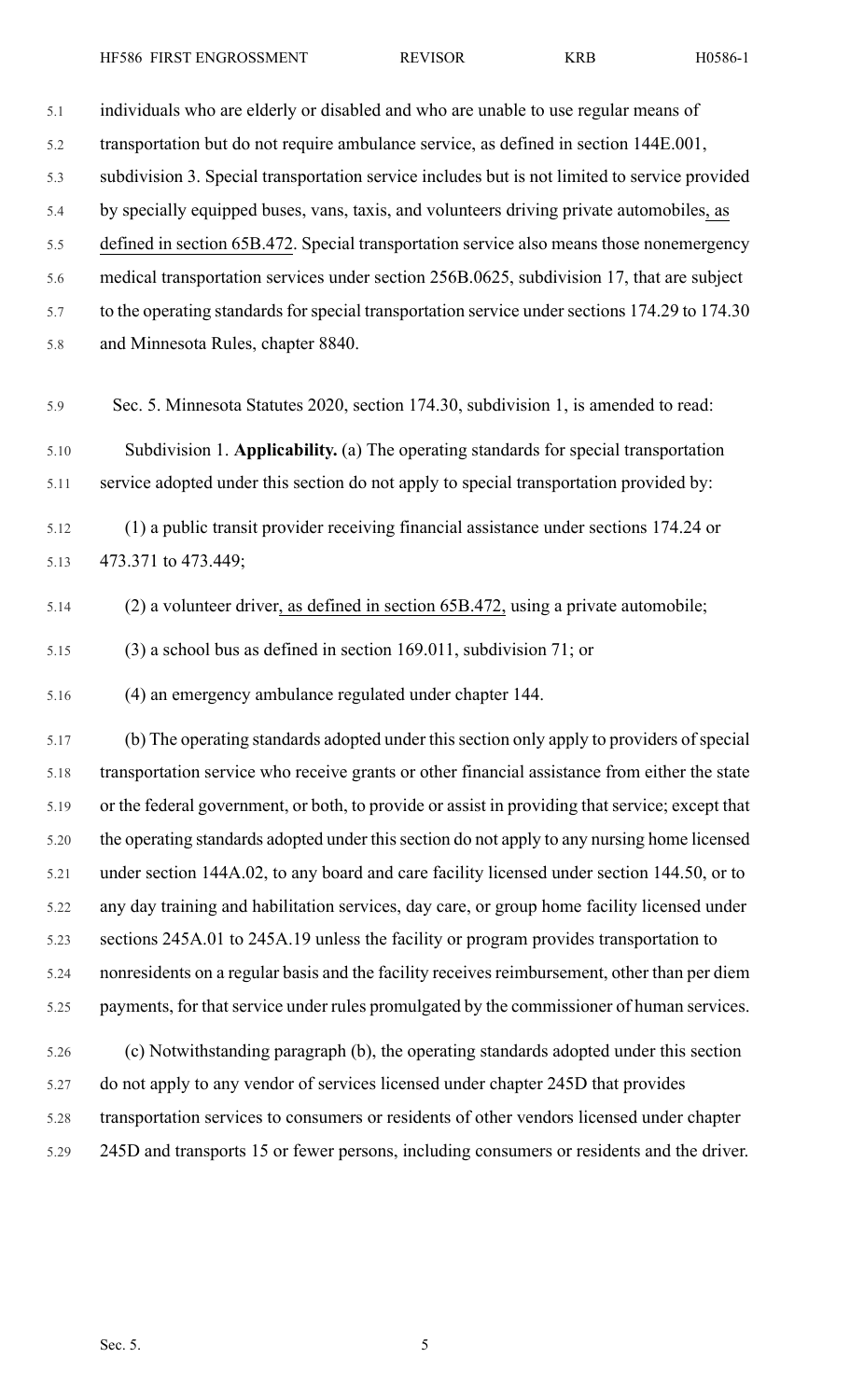individuals who are elderly or disabled and who are unable to use regular means of transportation but do not require ambulance service, as defined in section 144E.001, subdivision 3. Special transportation service includes but is not limited to service provided by specially equipped buses, vans, taxis, and volunteers driving private automobiles, as defined in section 65B.472. Special transportation service also means those nonemergency medical transportation services under section 256B.0625, subdivision 17, that are subject to the operating standards for special transportation service under sections 174.29 to 174.30 and Minnesota Rules, chapter 8840.

Sec. 5. Minnesota Statutes 2020, section 174.30, subdivision 1, is amended to read:

Subdivision 1. **Applicability.** (a) The operating standards for special transportation service adopted under this section do not apply to special transportation provided by:

(1) a public transit provider receiving financial assistance under sections 174.24 or 473.371 to 473.449;

(2) a volunteer driver, as defined in section 65B.472, using a private automobile;

(3) a school bus as defined in section 169.011, subdivision 71; or

(4) an emergency ambulance regulated under chapter 144.

(b) The operating standards adopted under this section only apply to providers of special transportation service who receive grants or other financial assistance from either the state or the federal government, or both, to provide or assist in providing that service; except that the operating standards adopted under this section do not apply to any nursing home licensed under section 144A.02, to any board and care facility licensed under section 144.50, or to any day training and habilitation services, day care, or group home facility licensed under sections 245A.01 to 245A.19 unless the facility or program provides transportation to nonresidents on a regular basis and the facility receives reimbursement, other than per diem payments, for that service under rules promulgated by the commissioner of human services.

(c) Notwithstanding paragraph (b), the operating standards adopted under this section do not apply to any vendor of services licensed under chapter 245D that provides transportation services to consumers or residents of other vendors licensed under chapter 245D and transports 15 or fewer persons, including consumers or residents and the driver.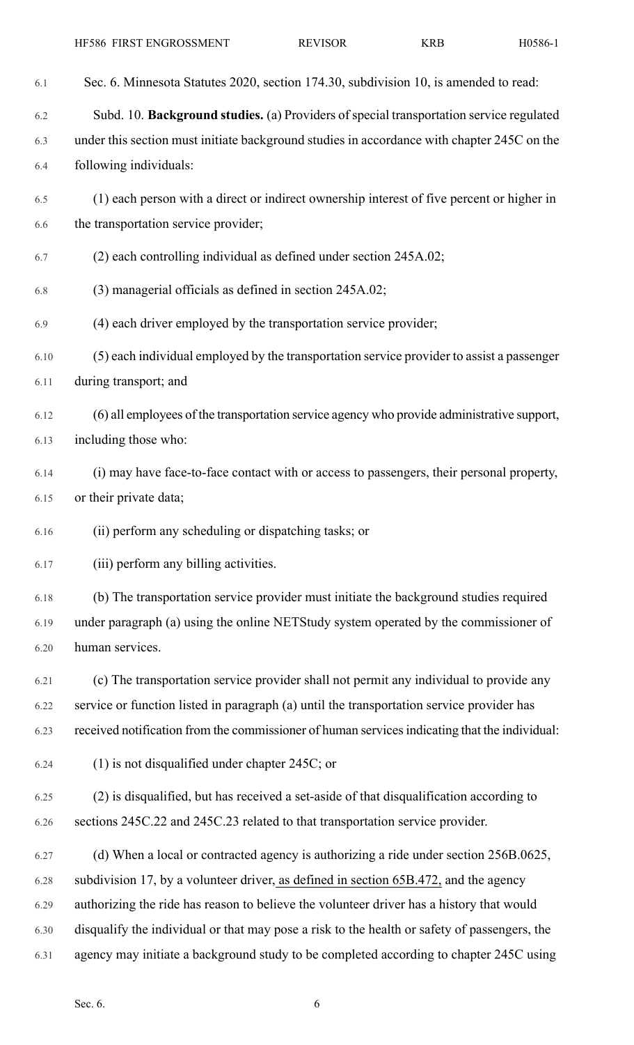Sec. 6. Minnesota Statutes 2020, section 174.30, subdivision 10, is amended to read:

Subd. 10. **Background studies.** (a) Providers of special transportation service regulated under this section must initiate background studies in accordance with chapter 245C on the following individuals:

(1) each person with a direct or indirect ownership interest of five percent or higher in the transportation service provider;

(2) each controlling individual as defined under section 245A.02;

(3) managerial officials as defined in section 245A.02;

(4) each driver employed by the transportation service provider;

(5) each individual employed by the transportation service provider to assist a passenger during transport; and

(6) all employees of the transportation service agency who provide administrative support, including those who:

(i) may have face-to-face contact with or access to passengers, their personal property, or their private data;

(ii) perform any scheduling or dispatching tasks; or

(iii) perform any billing activities.

(b) The transportation service provider must initiate the background studies required under paragraph (a) using the online NETStudy system operated by the commissioner of human services.

(c) The transportation service provider shall not permit any individual to provide any service or function listed in paragraph (a) until the transportation service provider has received notification from the commissioner of human services indicating that the individual:

(1) is not disqualified under chapter 245C; or

(2) is disqualified, but has received a set-aside of that disqualification according to sections 245C.22 and 245C.23 related to that transportation service provider.

(d) When a local or contracted agency is authorizing a ride under section 256B.0625, subdivision 17, by a volunteer driver, as defined in section 65B.472, and the agency authorizing the ride has reason to believe the volunteer driver has a history that would disqualify the individual or that may pose a risk to the health or safety of passengers, the agency may initiate a background study to be completed according to chapter 245C using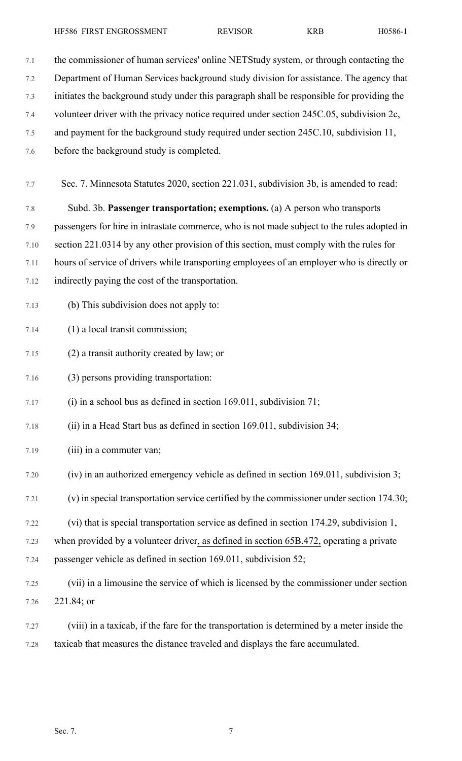the commissioner of human services' online NETStudy system, or through contacting the Department of Human Services background study division for assistance. The agency that initiates the background study under this paragraph shall be responsible for providing the volunteer driver with the privacy notice required under section 245C.05, subdivision 2c, and payment for the background study required under section 245C.10, subdivision 11, before the background study is completed.

Sec. 7. Minnesota Statutes 2020, section 221.031, subdivision 3b, is amended to read:

Subd. 3b. **Passenger transportation; exemptions.** (a) A person who transports passengers for hire in intrastate commerce, who is not made subject to the rules adopted in section 221.0314 by any other provision of this section, must comply with the rules for hours of service of drivers while transporting employees of an employer who is directly or indirectly paying the cost of the transportation.

(b) This subdivision does not apply to:

(1) a local transit commission;

(2) a transit authority created by law; or

(3) persons providing transportation:

(i) in a school bus as defined in section 169.011, subdivision 71;

(ii) in a Head Start bus as defined in section 169.011, subdivision 34;

(iii) in a commuter van;

(iv) in an authorized emergency vehicle as defined in section 169.011, subdivision 3;

(v) in special transportation service certified by the commissioner under section 174.30;

(vi) that is special transportation service as defined in section 174.29, subdivision 1, when provided by a volunteer driver, as defined in section 65B.472, operating a private passenger vehicle as defined in section 169.011, subdivision 52;

(vii) in a limousine the service of which is licensed by the commissioner under section 221.84; or

(viii) in a taxicab, if the fare for the transportation is determined by a meter inside the taxicab that measures the distance traveled and displays the fare accumulated.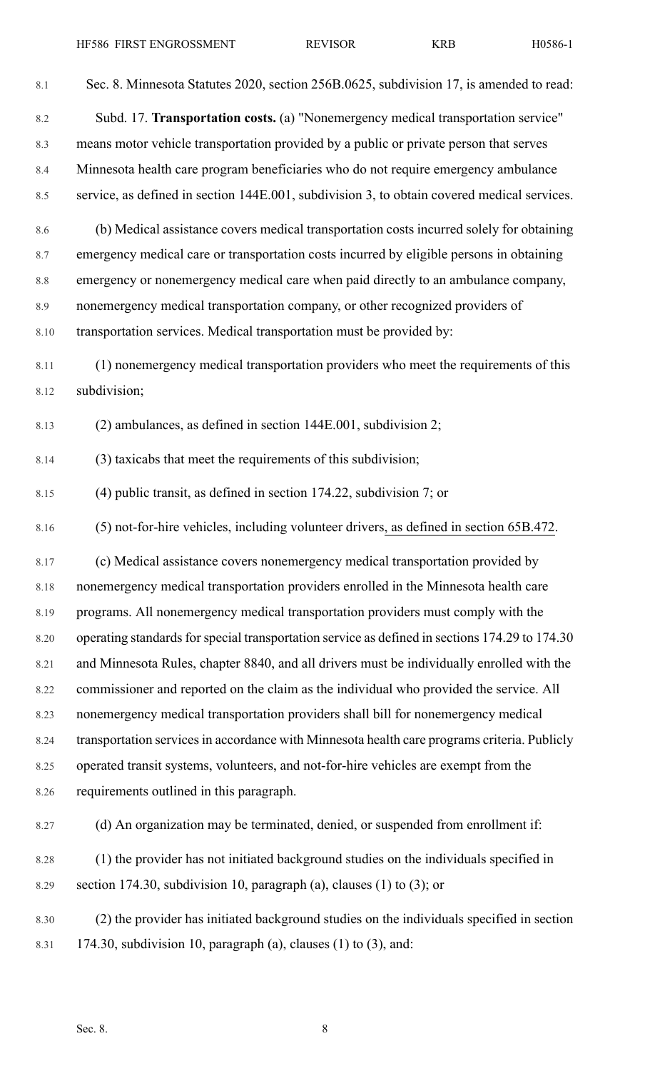Sec. 8. Minnesota Statutes 2020, section 256B.0625, subdivision 17, is amended to read:

Subd. 17. **Transportation costs.** (a) "Nonemergency medical transportation service" means motor vehicle transportation provided by a public or private person that serves Minnesota health care program beneficiaries who do not require emergency ambulance service, as defined in section 144E.001, subdivision 3, to obtain covered medical services.

(b) Medical assistance covers medical transportation costs incurred solely for obtaining emergency medical care or transportation costs incurred by eligible persons in obtaining emergency or nonemergency medical care when paid directly to an ambulance company, nonemergency medical transportation company, or other recognized providers of transportation services. Medical transportation must be provided by:

(1) nonemergency medical transportation providers who meet the requirements of this subdivision;

(2) ambulances, as defined in section 144E.001, subdivision 2;

(3) taxicabs that meet the requirements of this subdivision;

(4) public transit, as defined in section 174.22, subdivision 7; or

(5) not-for-hire vehicles, including volunteer drivers, as defined in section 65B.472.

(c) Medical assistance covers nonemergency medical transportation provided by nonemergency medical transportation providers enrolled in the Minnesota health care programs. All nonemergency medical transportation providers must comply with the operating standards for special transportation service as defined in sections 174.29 to 174.30 and Minnesota Rules, chapter 8840, and all drivers must be individually enrolled with the commissioner and reported on the claim as the individual who provided the service. All nonemergency medical transportation providers shall bill for nonemergency medical transportation services in accordance with Minnesota health care programs criteria. Publicly operated transit systems, volunteers, and not-for-hire vehicles are exempt from the requirements outlined in this paragraph.

(d) An organization may be terminated, denied, or suspended from enrollment if:

(1) the provider has not initiated background studies on the individuals specified in section 174.30, subdivision 10, paragraph (a), clauses (1) to (3); or

(2) the provider has initiated background studies on the individuals specified in section 174.30, subdivision 10, paragraph (a), clauses (1) to (3), and: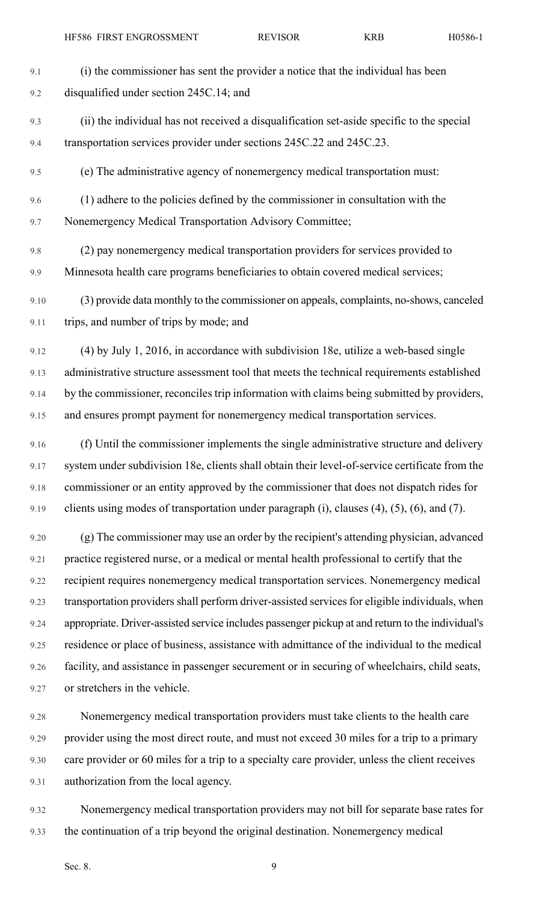(i) the commissioner has sent the provider a notice that the individual has been disqualified under section 245C.14; and

(ii) the individual has not received a disqualification set-aside specific to the special transportation services provider under sections 245C.22 and 245C.23.

(e) The administrative agency of nonemergency medical transportation must:

(1) adhere to the policies defined by the commissioner in consultation with the Nonemergency Medical Transportation Advisory Committee;

(2) pay nonemergency medical transportation providers for services provided to Minnesota health care programs beneficiaries to obtain covered medical services;

(3) provide data monthly to the commissioner on appeals, complaints, no-shows, canceled trips, and number of trips by mode; and

(4) by July 1, 2016, in accordance with subdivision 18e, utilize a web-based single administrative structure assessment tool that meets the technical requirements established by the commissioner, reconciles trip information with claims being submitted by providers, and ensures prompt payment for nonemergency medical transportation services.

(f) Until the commissioner implements the single administrative structure and delivery system under subdivision 18e, clients shall obtain their level-of-service certificate from the commissioner or an entity approved by the commissioner that does not dispatch rides for clients using modes of transportation under paragraph (i), clauses (4), (5), (6), and (7).

(g) The commissioner may use an order by the recipient's attending physician, advanced practice registered nurse, or a medical or mental health professional to certify that the recipient requires nonemergency medical transportation services. Nonemergency medical transportation providers shall perform driver-assisted services for eligible individuals, when appropriate. Driver-assisted service includes passenger pickup at and return to the individual's residence or place of business, assistance with admittance of the individual to the medical facility, and assistance in passenger securement or in securing of wheelchairs, child seats, or stretchers in the vehicle.

Nonemergency medical transportation providers must take clients to the health care provider using the most direct route, and must not exceed 30 miles for a trip to a primary care provider or 60 miles for a trip to a specialty care provider, unless the client receives authorization from the local agency.

Nonemergency medical transportation providers may not bill for separate base rates for the continuation of a trip beyond the original destination. Nonemergency medical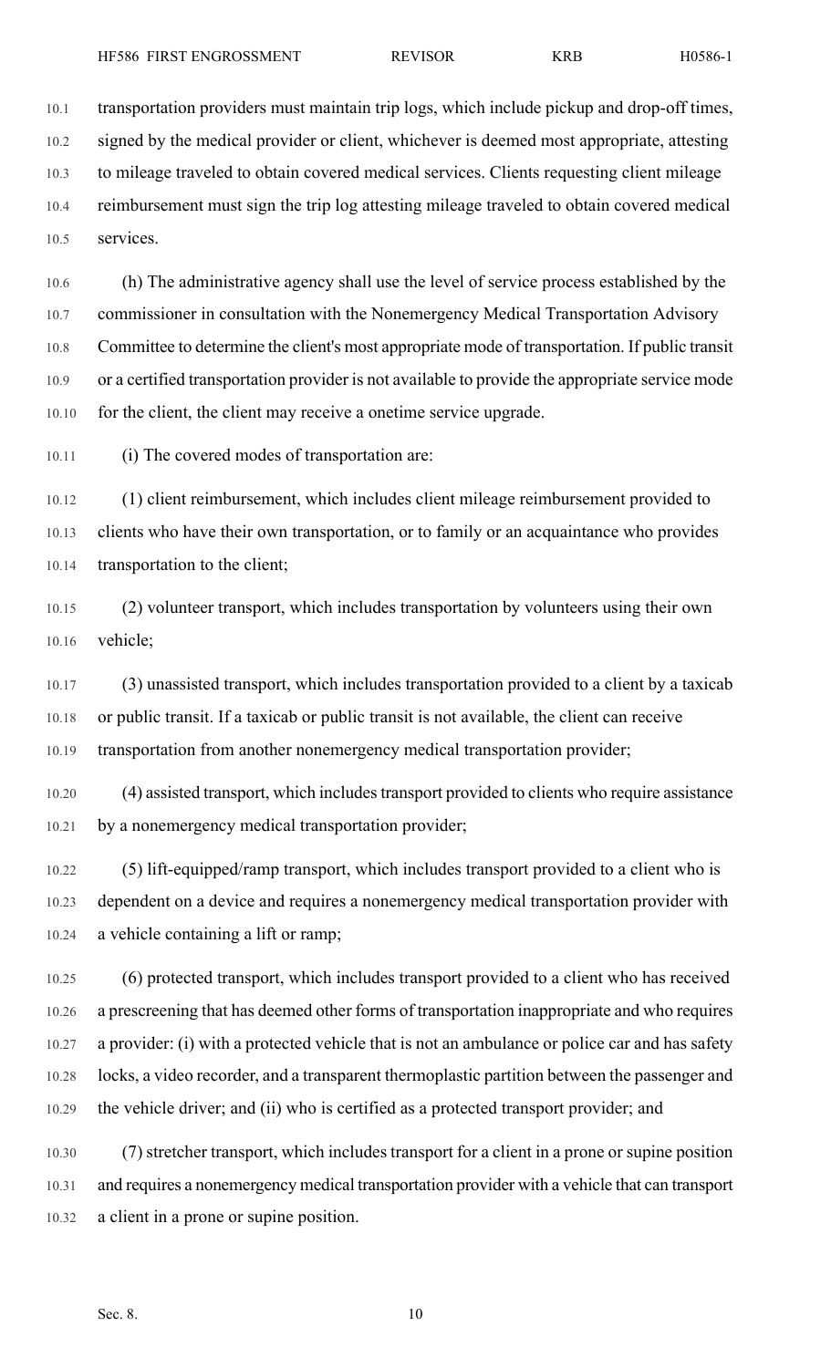transportation providers must maintain trip logs, which include pickup and drop-off times, signed by the medical provider or client, whichever is deemed most appropriate, attesting to mileage traveled to obtain covered medical services. Clients requesting client mileage reimbursement must sign the trip log attesting mileage traveled to obtain covered medical services.

(h) The administrative agency shall use the level of service process established by the commissioner in consultation with the Nonemergency Medical Transportation Advisory Committee to determine the client's most appropriate mode of transportation. If public transit or a certified transportation provider is not available to provide the appropriate service mode for the client, the client may receive a onetime service upgrade.

(i) The covered modes of transportation are:

(1) client reimbursement, which includes client mileage reimbursement provided to clients who have their own transportation, or to family or an acquaintance who provides transportation to the client;

(2) volunteer transport, which includes transportation by volunteers using their own vehicle;

(3) unassisted transport, which includes transportation provided to a client by a taxicab or public transit. If a taxicab or public transit is not available, the client can receive transportation from another nonemergency medical transportation provider;

(4) assisted transport, which includes transport provided to clients who require assistance by a nonemergency medical transportation provider;

(5) lift-equipped/ramp transport, which includes transport provided to a client who is dependent on a device and requires a nonemergency medical transportation provider with a vehicle containing a lift or ramp;

(6) protected transport, which includes transport provided to a client who has received a prescreening that has deemed other forms of transportation inappropriate and who requires a provider: (i) with a protected vehicle that is not an ambulance or police car and has safety locks, a video recorder, and a transparent thermoplastic partition between the passenger and the vehicle driver; and (ii) who is certified as a protected transport provider; and

(7) stretcher transport, which includes transport for a client in a prone or supine position and requires a nonemergency medical transportation provider with a vehicle that can transport a client in a prone or supine position.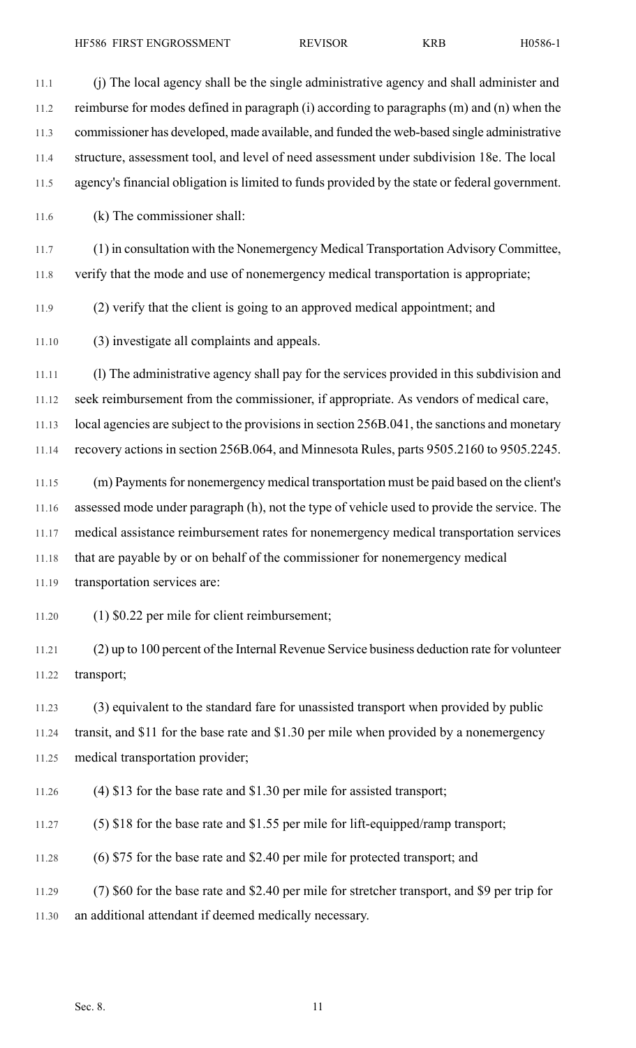(j) The local agency shall be the single administrative agency and shall administer and reimburse for modes defined in paragraph (i) according to paragraphs (m) and (n) when the commissioner has developed, made available, and funded the web-based single administrative structure, assessment tool, and level of need assessment under subdivision 18e. The local agency's financial obligation is limited to funds provided by the state or federal government.

(k) The commissioner shall:

(1) in consultation with the Nonemergency Medical Transportation Advisory Committee, verify that the mode and use of nonemergency medical transportation is appropriate;

(2) verify that the client is going to an approved medical appointment; and

(3) investigate all complaints and appeals.

(l) The administrative agency shall pay for the services provided in this subdivision and seek reimbursement from the commissioner, if appropriate. As vendors of medical care, local agencies are subject to the provisions in section 256B.041, the sanctions and monetary recovery actions in section 256B.064, and Minnesota Rules, parts 9505.2160 to 9505.2245.

(m) Payments for nonemergency medical transportation must be paid based on the client's assessed mode under paragraph (h), not the type of vehicle used to provide the service. The medical assistance reimbursement rates for nonemergency medical transportation services that are payable by or on behalf of the commissioner for nonemergency medical transportation services are:

(1) $0.22 per mile for client reimbursement;

(2) up to 100 percent of the Internal Revenue Service business deduction rate for volunteer transport;

(3) equivalent to the standard fare for unassisted transport when provided by public transit, and $11 for the base rate and $1.30 per mile when provided by a nonemergency medical transportation provider;

(4) $13 for the base rate and $1.30 per mile for assisted transport;

(5) $18 for the base rate and $1.55 per mile for lift-equipped/ramp transport;

(6) $75 for the base rate and $2.40 per mile for protected transport; and

(7) $60 for the base rate and $2.40 per mile for stretcher transport, and $9 per trip for an additional attendant if deemed medically necessary.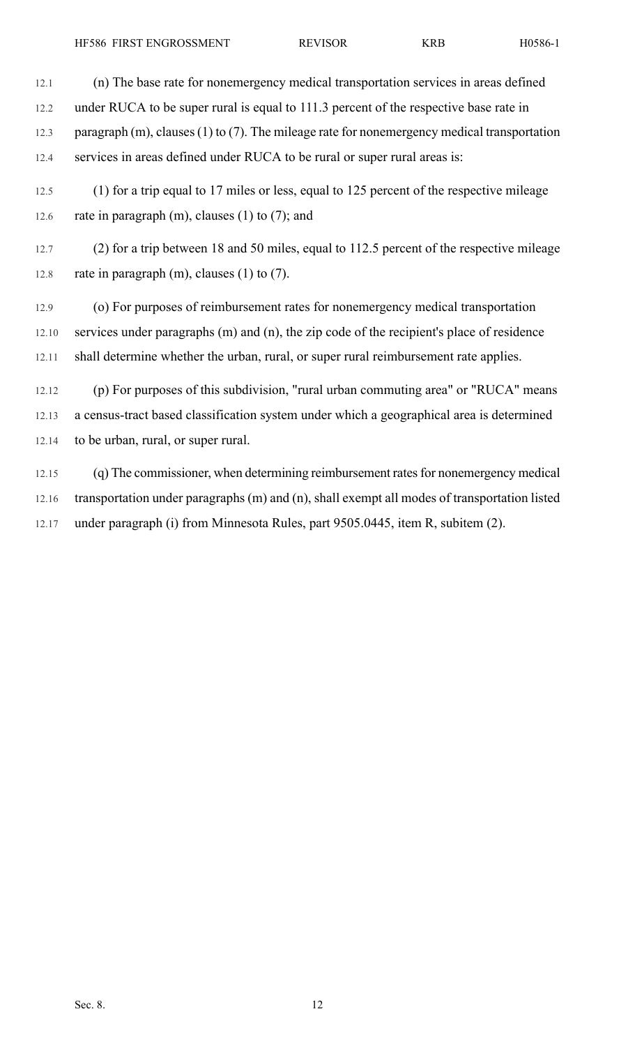(n) The base rate for nonemergency medical transportation services in areas defined under RUCA to be super rural is equal to 111.3 percent of the respective base rate in paragraph (m), clauses (1) to (7). The mileage rate for nonemergency medical transportation services in areas defined under RUCA to be rural or super rural areas is:

(1) for a trip equal to 17 miles or less, equal to 125 percent of the respective mileage rate in paragraph (m), clauses (1) to (7); and

(2) for a trip between 18 and 50 miles, equal to 112.5 percent of the respective mileage rate in paragraph (m), clauses (1) to (7).

(o) For purposes of reimbursement rates for nonemergency medical transportation services under paragraphs (m) and (n), the zip code of the recipient's place of residence shall determine whether the urban, rural, or super rural reimbursement rate applies.

(p) For purposes of this subdivision, "rural urban commuting area" or "RUCA" means a census-tract based classification system under which a geographical area is determined to be urban, rural, or super rural.

(q) The commissioner, when determining reimbursement rates for nonemergency medical transportation under paragraphs (m) and (n), shall exempt all modes of transportation listed under paragraph (i) from Minnesota Rules, part 9505.0445, item R, subitem (2).